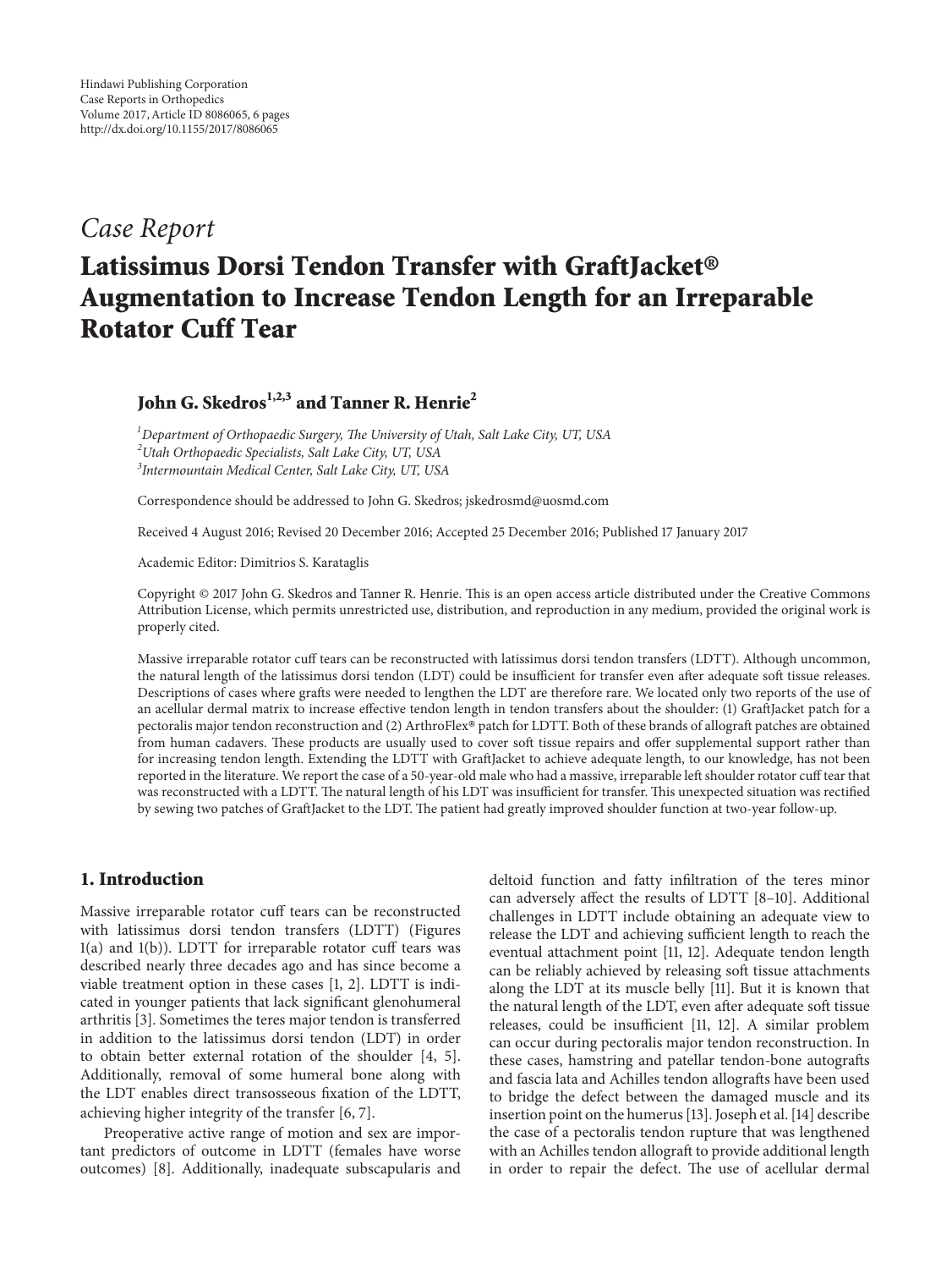Case Report

# Latissimus Dorsi Tendon Transfer with GraftJacket® Augmentation to Increase Tendon Length for an Irreparable Rotator Cuff Tear

**John G. Skedros[1,2,3] and Tanner R. Henrie[2]**

[1]*Department of Orthopaedic Surgery, The University of Utah, Salt Lake City, UT, USA*
[2]*Utah Orthopaedic Specialists, Salt Lake City, UT, USA*
[3]*Intermountain Medical Center, Salt Lake City, UT, USA*

Correspondence should be addressed to John G. Skedros; jskedrosmd@uosmd.com

Received 4 August 2016; Revised 20 December 2016; Accepted 25 December 2016; Published 17 January 2017

Academic Editor: Dimitrios S. Karataglis

Copyright © 2017 John G. Skedros and Tanner R. Henrie. This is an open access article distributed under the Creative Commons Attribution License, which permits unrestricted use, distribution, and reproduction in any medium, provided the original work is properly cited.

Massive irreparable rotator cuff tears can be reconstructed with latissimus dorsi tendon transfers (LDTT). Although uncommon, the natural length of the latissimus dorsi tendon (LDT) could be insufficient for transfer even after adequate soft tissue releases. Descriptions of cases where grafts were needed to lengthen the LDT are therefore rare. We located only two reports of the use of an acellular dermal matrix to increase effective tendon length in tendon transfers about the shoulder: (1) GraftJacket patch for a pectoralis major tendon reconstruction and (2) ArthroFlex® patch for LDTT. Both of these brands of allograft patches are obtained from human cadavers. These products are usually used to cover soft tissue repairs and offer supplemental support rather than for increasing tendon length. Extending the LDTT with GraftJacket to achieve adequate length, to our knowledge, has not been reported in the literature. We report the case of a 50-year-old male who had a massive, irreparable left shoulder rotator cuff tear that was reconstructed with a LDTT. The natural length of his LDT was insufficient for transfer. This unexpected situation was rectified by sewing two patches of GraftJacket to the LDT. The patient had greatly improved shoulder function at two-year follow-up.

## 1. Introduction

Massive irreparable rotator cuff tears can be reconstructed with latissimus dorsi tendon transfers (LDTT) (Figures 1(a) and 1(b)). LDTT for irreparable rotator cuff tears was described nearly three decades ago and has since become a viable treatment option in these cases [1, 2]. LDTT is indicated in younger patients that lack significant glenohumeral arthritis [3]. Sometimes the teres major tendon is transferred in addition to the latissimus dorsi tendon (LDT) in order to obtain better external rotation of the shoulder [4, 5]. Additionally, removal of some humeral bone along with the LDT enables direct transosseous fixation of the LDTT, achieving higher integrity of the transfer [6, 7].

Preoperative active range of motion and sex are important predictors of outcome in LDTT (females have worse outcomes) [8]. Additionally, inadequate subscapularis and deltoid function and fatty infiltration of the teres minor can adversely affect the results of LDTT [8–10]. Additional challenges in LDTT include obtaining an adequate view to release the LDT and achieving sufficient length to reach the eventual attachment point [11, 12]. Adequate tendon length can be reliably achieved by releasing soft tissue attachments along the LDT at its muscle belly [11]. But it is known that the natural length of the LDT, even after adequate soft tissue releases, could be insufficient [11, 12]. A similar problem can occur during pectoralis major tendon reconstruction. In these cases, hamstring and patellar tendon-bone autografts and fascia lata and Achilles tendon allografts have been used to bridge the defect between the damaged muscle and its insertion point on the humerus [13]. Joseph et al. [14] describe the case of a pectoralis tendon rupture that was lengthened with an Achilles tendon allograft to provide additional length in order to repair the defect. The use of acellular dermal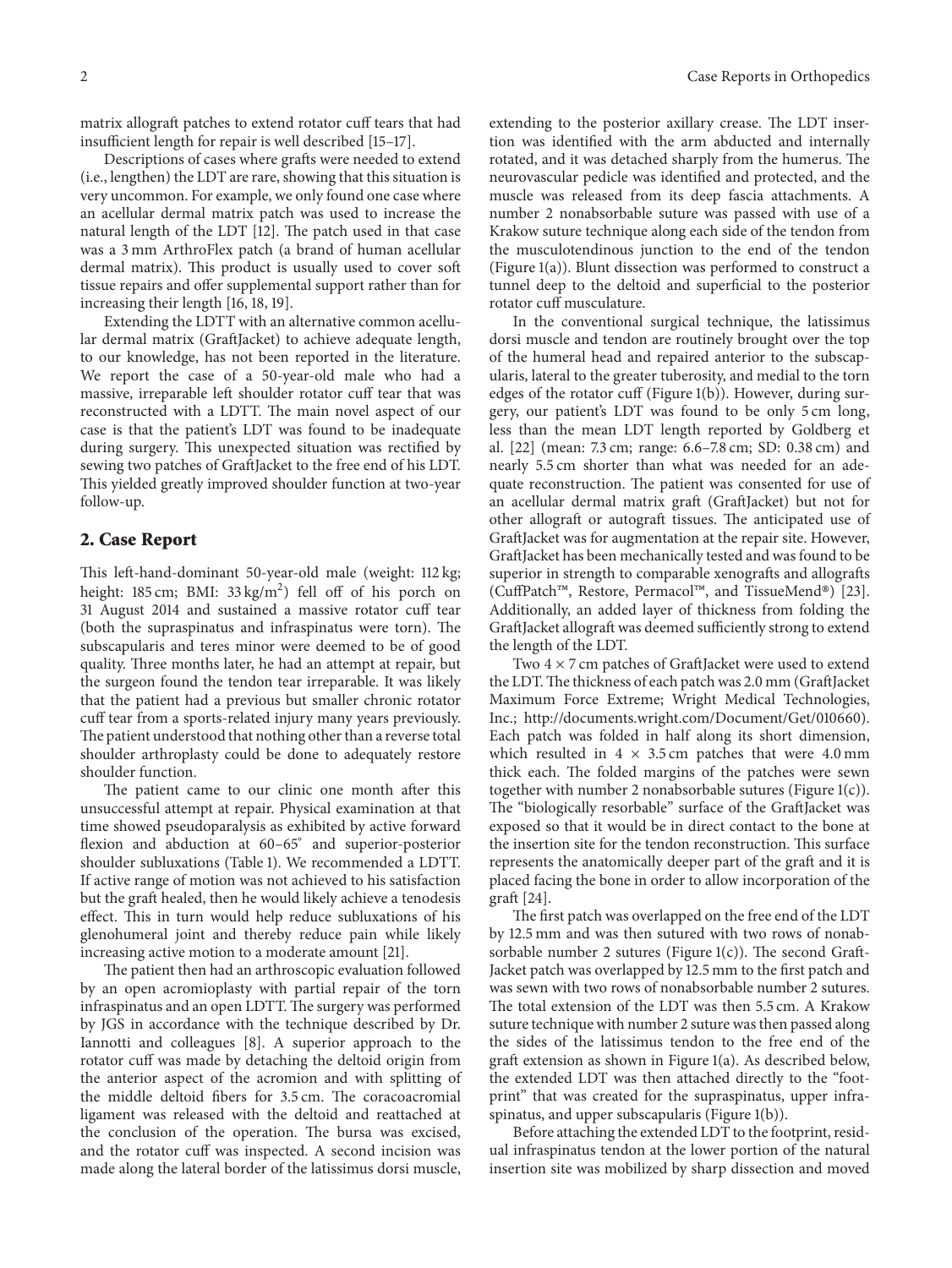matrix allograft patches to extend rotator cuff tears that had insufficient length for repair is well described [15–17].

Descriptions of cases where grafts were needed to extend (i.e., lengthen) the LDT are rare, showing that this situation is very uncommon. For example, we only found one case where an acellular dermal matrix patch was used to increase the natural length of the LDT [12]. The patch used in that case was a 3 mm ArthroFlex patch (a brand of human acellular dermal matrix). This product is usually used to cover soft tissue repairs and offer supplemental support rather than for increasing their length [16, 18, 19].

Extending the LDTT with an alternative common acellular dermal matrix (GraftJacket) to achieve adequate length, to our knowledge, has not been reported in the literature. We report the case of a 50-year-old male who had a massive, irreparable left shoulder rotator cuff tear that was reconstructed with a LDTT. The main novel aspect of our case is that the patient's LDT was found to be inadequate during surgery. This unexpected situation was rectified by sewing two patches of GraftJacket to the free end of his LDT. This yielded greatly improved shoulder function at two-year follow-up.

## 2. Case Report

This left-hand-dominant 50-year-old male (weight: 112 kg; height: 185 cm; BMI: 33 kg/m$^2$) fell off of his porch on 31 August 2014 and sustained a massive rotator cuff tear (both the supraspinatus and infraspinatus were torn). The subscapularis and teres minor were deemed to be of good quality. Three months later, he had an attempt at repair, but the surgeon found the tendon tear irreparable. It was likely that the patient had a previous but smaller chronic rotator cuff tear from a sports-related injury many years previously. The patient understood that nothing other than a reverse total shoulder arthroplasty could be done to adequately restore shoulder function.

The patient came to our clinic one month after this unsuccessful attempt at repair. Physical examination at that time showed pseudoparalysis as exhibited by active forward flexion and abduction at 60–65° and superior-posterior shoulder subluxations (Table 1). We recommended a LDTT. If active range of motion was not achieved to his satisfaction but the graft healed, then he would likely achieve a tenodesis effect. This in turn would help reduce subluxations of his glenohumeral joint and thereby reduce pain while likely increasing active motion to a moderate amount [21].

The patient then had an arthroscopic evaluation followed by an open acromioplasty with partial repair of the torn infraspinatus and an open LDTT. The surgery was performed by JGS in accordance with the technique described by Dr. Iannotti and colleagues [8]. A superior approach to the rotator cuff was made by detaching the deltoid origin from the anterior aspect of the acromion and with splitting of the middle deltoid fibers for 3.5 cm. The coracoacromial ligament was released with the deltoid and reattached at the conclusion of the operation. The bursa was excised, and the rotator cuff was inspected. A second incision was made along the lateral border of the latissimus dorsi muscle, extending to the posterior axillary crease. The LDT insertion was identified with the arm abducted and internally rotated, and it was detached sharply from the humerus. The neurovascular pedicle was identified and protected, and the muscle was released from its deep fascia attachments. A number 2 nonabsorbable suture was passed with use of a Krakow suture technique along each side of the tendon from the musculotendinous junction to the end of the tendon (Figure 1(a)). Blunt dissection was performed to construct a tunnel deep to the deltoid and superficial to the posterior rotator cuff musculature.

In the conventional surgical technique, the latissimus dorsi muscle and tendon are routinely brought over the top of the humeral head and repaired anterior to the subscapularis, lateral to the greater tuberosity, and medial to the torn edges of the rotator cuff (Figure 1(b)). However, during surgery, our patient's LDT was found to be only 5 cm long, less than the mean LDT length reported by Goldberg et al. [22] (mean: 7.3 cm; range: 6.6–7.8 cm; SD: 0.38 cm) and nearly 5.5 cm shorter than what was needed for an adequate reconstruction. The patient was consented for use of an acellular dermal matrix graft (GraftJacket) but not for other allograft or autograft tissues. The anticipated use of GraftJacket was for augmentation at the repair site. However, GraftJacket has been mechanically tested and was found to be superior in strength to comparable xenografts and allografts (CuffPatch™, Restore, Permacol™, and TissueMend®) [23]. Additionally, an added layer of thickness from folding the GraftJacket allograft was deemed sufficiently strong to extend the length of the LDT.

Two 4 × 7 cm patches of GraftJacket were used to extend the LDT. The thickness of each patch was 2.0 mm (GraftJacket Maximum Force Extreme; Wright Medical Technologies, Inc.; http://documents.wright.com/Document/Get/010660). Each patch was folded in half along its short dimension, which resulted in 4 × 3.5 cm patches that were 4.0 mm thick each. The folded margins of the patches were sewn together with number 2 nonabsorbable sutures (Figure 1(c)). The "biologically resorbable" surface of the GraftJacket was exposed so that it would be in direct contact to the bone at the insertion site for the tendon reconstruction. This surface represents the anatomically deeper part of the graft and it is placed facing the bone in order to allow incorporation of the graft [24].

The first patch was overlapped on the free end of the LDT by 12.5 mm and was then sutured with two rows of nonabsorbable number 2 sutures (Figure 1(c)). The second GraftJacket patch was overlapped by 12.5 mm to the first patch and was sewn with two rows of nonabsorbable number 2 sutures. The total extension of the LDT was then 5.5 cm. A Krakow suture technique with number 2 suture was then passed along the sides of the latissimus tendon to the free end of the graft extension as shown in Figure 1(a). As described below, the extended LDT was then attached directly to the "footprint" that was created for the supraspinatus, upper infraspinatus, and upper subscapularis (Figure 1(b)).

Before attaching the extended LDT to the footprint, residual infraspinatus tendon at the lower portion of the natural insertion site was mobilized by sharp dissection and moved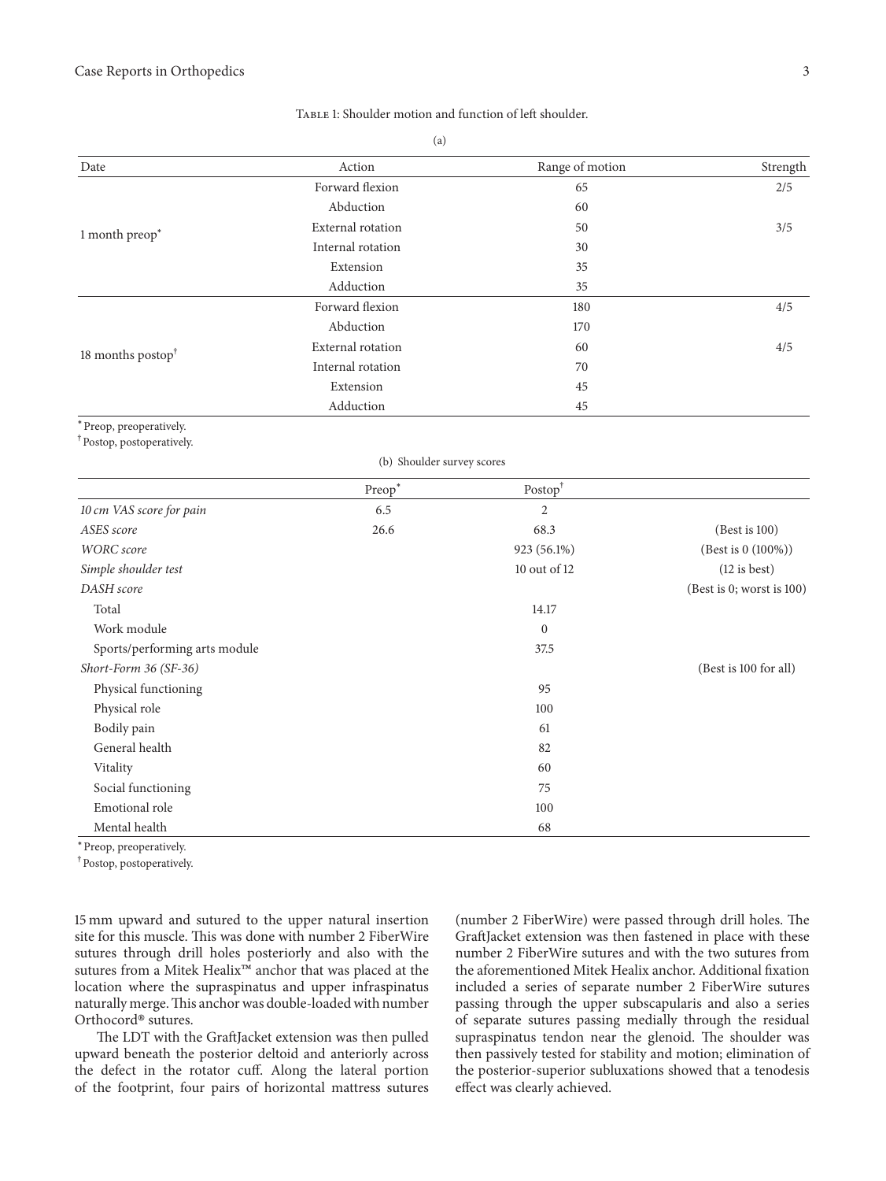Table 1: Shoulder motion and function of left shoulder.

(a)

| Date | Action | Range of motion | Strength |
|---|---|---|---|
| 1 month preop* | Forward flexion | 65 | 2/5 |
| | Abduction | 60 | |
| | External rotation | 50 | 3/5 |
| | Internal rotation | 30 | |
| | Extension | 35 | |
| | Adduction | 35 | |
| 18 months postop† | Forward flexion | 180 | 4/5 |
| | Abduction | 170 | |
| | External rotation | 60 | 4/5 |
| | Internal rotation | 70 | |
| | Extension | 45 | |
| | Adduction | 45 | |

*Preop, preoperatively.
†Postop, postoperatively.

(b) Shoulder survey scores

| | Preop* | Postop† | |
|---|---|---|---|
| *10 cm VAS score for pain* | 6.5 | 2 | |
| *ASES score* | 26.6 | 68.3 | (Best is 100) |
| *WORC score* | | 923 (56.1%) | (Best is 0 (100%)) |
| *Simple shoulder test* | | 10 out of 12 | (12 is best) |
| *DASH score* | | | (Best is 0; worst is 100) |
| Total | | 14.17 | |
| Work module | | 0 | |
| Sports/performing arts module | | 37.5 | |
| *Short-Form 36 (SF-36)* | | | (Best is 100 for all) |
| Physical functioning | | 95 | |
| Physical role | | 100 | |
| Bodily pain | | 61 | |
| General health | | 82 | |
| Vitality | | 60 | |
| Social functioning | | 75 | |
| Emotional role | | 100 | |
| Mental health | | 68 | |

*Preop, preoperatively.
†Postop, postoperatively.

15 mm upward and sutured to the upper natural insertion site for this muscle. This was done with number 2 FiberWire sutures through drill holes posteriorly and also with the sutures from a Mitek Healix™ anchor that was placed at the location where the supraspinatus and upper infraspinatus naturally merge. This anchor was double-loaded with number Orthocord® sutures.

The LDT with the GraftJacket extension was then pulled upward beneath the posterior deltoid and anteriorly across the defect in the rotator cuff. Along the lateral portion of the footprint, four pairs of horizontal mattress sutures (number 2 FiberWire) were passed through drill holes. The GraftJacket extension was then fastened in place with these number 2 FiberWire sutures and with the two sutures from the aforementioned Mitek Healix anchor. Additional fixation included a series of separate number 2 FiberWire sutures passing through the upper subscapularis and also a series of separate sutures passing medially through the residual supraspinatus tendon near the glenoid. The shoulder was then passively tested for stability and motion; elimination of the posterior-superior subluxations showed that a tenodesis effect was clearly achieved.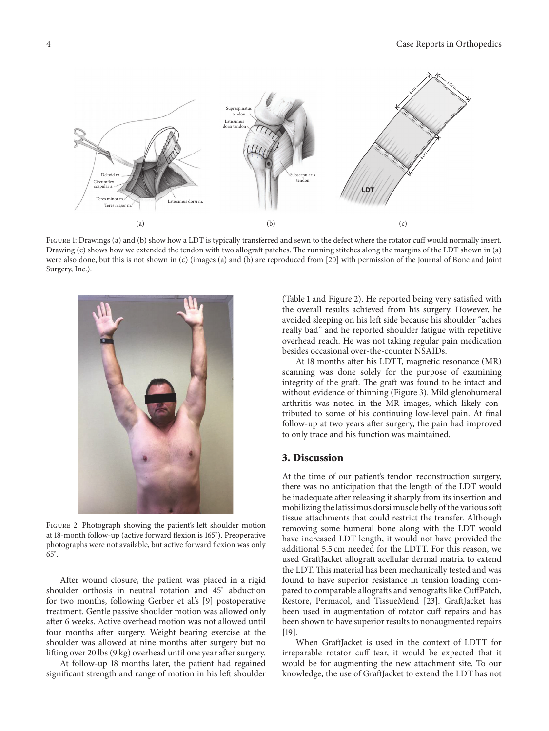Figure 1: Drawings (a) and (b) show how a LDT is typically transferred and sewn to the defect where the rotator cuff would normally insert. Drawing (c) shows how we extended the tendon with two allograft patches. The running stitches along the margins of the LDT shown in (a) were also done, but this is not shown in (c) (images (a) and (b) are reproduced from [20] with permission of the Journal of Bone and Joint Surgery, Inc.).

Figure 2: Photograph showing the patient's left shoulder motion at 18-month follow-up (active forward flexion is 165°). Preoperative photographs were not available, but active forward flexion was only 65°.

After wound closure, the patient was placed in a rigid shoulder orthosis in neutral rotation and 45° abduction for two months, following Gerber et al.'s [9] postoperative treatment. Gentle passive shoulder motion was allowed only after 6 weeks. Active overhead motion was not allowed until four months after surgery. Weight bearing exercise at the shoulder was allowed at nine months after surgery but no lifting over 20 lbs (9 kg) overhead until one year after surgery.

At follow-up 18 months later, the patient had regained significant strength and range of motion in his left shoulder (Table 1 and Figure 2). He reported being very satisfied with the overall results achieved from his surgery. However, he avoided sleeping on his left side because his shoulder "aches really bad" and he reported shoulder fatigue with repetitive overhead reach. He was not taking regular pain medication besides occasional over-the-counter NSAIDs.

At 18 months after his LDTT, magnetic resonance (MR) scanning was done solely for the purpose of examining integrity of the graft. The graft was found to be intact and without evidence of thinning (Figure 3). Mild glenohumeral arthritis was noted in the MR images, which likely contributed to some of his continuing low-level pain. At final follow-up at two years after surgery, the pain had improved to only trace and his function was maintained.

## 3. Discussion

At the time of our patient's tendon reconstruction surgery, there was no anticipation that the length of the LDT would be inadequate after releasing it sharply from its insertion and mobilizing the latissimus dorsi muscle belly of the various soft tissue attachments that could restrict the transfer. Although removing some humeral bone along with the LDT would have increased LDT length, it would not have provided the additional 5.5 cm needed for the LDTT. For this reason, we used GraftJacket allograft acellular dermal matrix to extend the LDT. This material has been mechanically tested and was found to have superior resistance in tension loading compared to comparable allografts and xenografts like CuffPatch, Restore, Permacol, and TissueMend [23]. GraftJacket has been used in augmentation of rotator cuff repairs and has been shown to have superior results to nonaugmented repairs [19].

When GraftJacket is used in the context of LDTT for irreparable rotator cuff tear, it would be expected that it would be for augmenting the new attachment site. To our knowledge, the use of GraftJacket to extend the LDT has not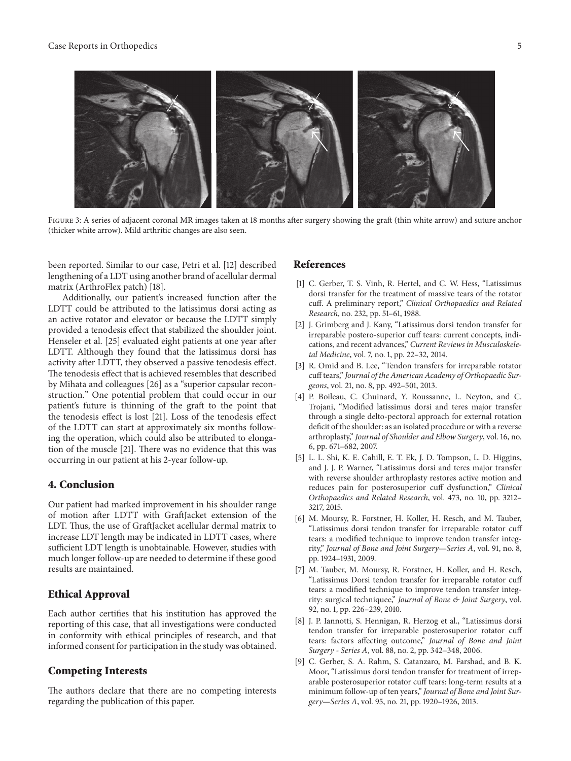Figure 3: A series of adjacent coronal MR images taken at 18 months after surgery showing the graft (thin white arrow) and suture anchor (thicker white arrow). Mild arthritic changes are also seen.

been reported. Similar to our case, Petri et al. [12] described lengthening of a LDT using another brand of acellular dermal matrix (ArthroFlex patch) [18].

Additionally, our patient's increased function after the LDTT could be attributed to the latissimus dorsi acting as an active rotator and elevator or because the LDTT simply provided a tenodesis effect that stabilized the shoulder joint. Henseler et al. [25] evaluated eight patients at one year after LDTT. Although they found that the latissimus dorsi has activity after LDTT, they observed a passive tenodesis effect. The tenodesis effect that is achieved resembles that described by Mihata and colleagues [26] as a "superior capsular reconstruction." One potential problem that could occur in our patient's future is thinning of the graft to the point that the tenodesis effect is lost [21]. Loss of the tenodesis effect of the LDTT can start at approximately six months following the operation, which could also be attributed to elongation of the muscle [21]. There was no evidence that this was occurring in our patient at his 2-year follow-up.

## 4. Conclusion

Our patient had marked improvement in his shoulder range of motion after LDTT with GraftJacket extension of the LDT. Thus, the use of GraftJacket acellular dermal matrix to increase LDT length may be indicated in LDTT cases, where sufficient LDT length is unobtainable. However, studies with much longer follow-up are needed to determine if these good results are maintained.

## Ethical Approval

Each author certifies that his institution has approved the reporting of this case, that all investigations were conducted in conformity with ethical principles of research, and that informed consent for participation in the study was obtained.

## Competing Interests

The authors declare that there are no competing interests regarding the publication of this paper.

## References

[1] C. Gerber, T. S. Vinh, R. Hertel, and C. W. Hess, "Latissimus dorsi transfer for the treatment of massive tears of the rotator cuff. A preliminary report," *Clinical Orthopaedics and Related Research*, no. 232, pp. 51–61, 1988.

[2] J. Grimberg and J. Kany, "Latissimus dorsi tendon transfer for irreparable postero-superior cuff tears: current concepts, indications, and recent advances," *Current Reviews in Musculoskeletal Medicine*, vol. 7, no. 1, pp. 22–32, 2014.

[3] R. Omid and B. Lee, "Tendon transfers for irreparable rotator cuff tears," *Journal of the American Academy of Orthopaedic Surgeons*, vol. 21, no. 8, pp. 492–501, 2013.

[4] P. Boileau, C. Chuinard, Y. Roussanne, L. Neyton, and C. Trojani, "Modified latissimus dorsi and teres major transfer through a single delto-pectoral approach for external rotation deficit of the shoulder: as an isolated procedure or with a reverse arthroplasty," *Journal of Shoulder and Elbow Surgery*, vol. 16, no. 6, pp. 671–682, 2007.

[5] L. L. Shi, K. E. Cahill, E. T. Ek, J. D. Tompson, L. D. Higgins, and J. J. P. Warner, "Latissimus dorsi and teres major transfer with reverse shoulder arthroplasty restores active motion and reduces pain for posterosuperior cuff dysfunction," *Clinical Orthopaedics and Related Research*, vol. 473, no. 10, pp. 3212–3217, 2015.

[6] M. Moursy, R. Forstner, H. Koller, H. Resch, and M. Tauber, "Latissimus dorsi tendon transfer for irreparable rotator cuff tears: a modified technique to improve tendon transfer integrity," *Journal of Bone and Joint Surgery—Series A*, vol. 91, no. 8, pp. 1924–1931, 2009.

[7] M. Tauber, M. Moursy, R. Forstner, H. Koller, and H. Resch, "Latissimus Dorsi tendon transfer for irreparable rotator cuff tears: a modified technique to improve tendon transfer integrity: surgical techniquee," *Journal of Bone & Joint Surgery*, vol. 92, no. 1, pp. 226–239, 2010.

[8] J. P. Iannotti, S. Hennigan, R. Herzog et al., "Latissimus dorsi tendon transfer for irreparable posterosuperior rotator cuff tears: factors affecting outcome," *Journal of Bone and Joint Surgery - Series A*, vol. 88, no. 2, pp. 342–348, 2006.

[9] C. Gerber, S. A. Rahm, S. Catanzaro, M. Farshad, and B. K. Moor, "Latissimus dorsi tendon transfer for treatment of irreparable posterosuperior rotator cuff tears: long-term results at a minimum follow-up of ten years," *Journal of Bone and Joint Surgery—Series A*, vol. 95, no. 21, pp. 1920–1926, 2013.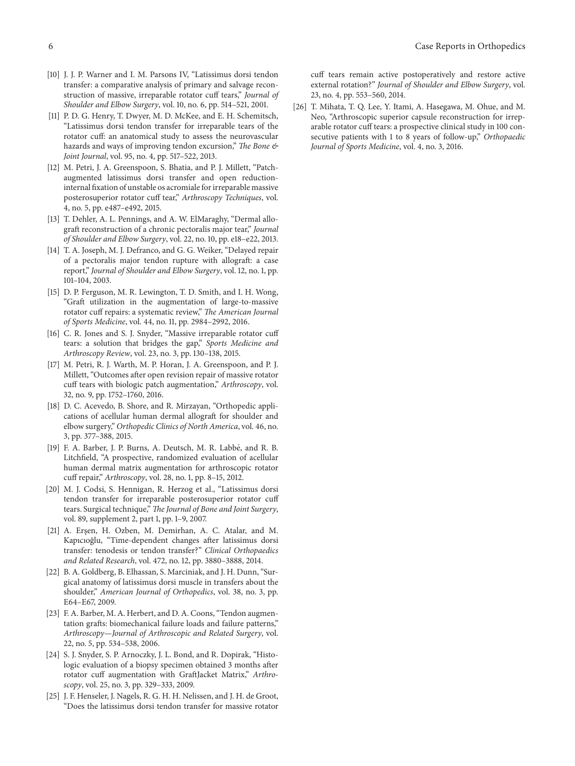[10] J. J. P. Warner and I. M. Parsons IV, "Latissimus dorsi tendon transfer: a comparative analysis of primary and salvage reconstruction of massive, irreparable rotator cuff tears," *Journal of Shoulder and Elbow Surgery*, vol. 10, no. 6, pp. 514–521, 2001.

[11] P. D. G. Henry, T. Dwyer, M. D. McKee, and E. H. Schemitsch, "Latissimus dorsi tendon transfer for irreparable tears of the rotator cuff: an anatomical study to assess the neurovascular hazards and ways of improving tendon excursion," *The Bone & Joint Journal*, vol. 95, no. 4, pp. 517–522, 2013.

[12] M. Petri, J. A. Greenspoon, S. Bhatia, and P. J. Millett, "Patch-augmented latissimus dorsi transfer and open reduction-internal fixation of unstable os acromiale for irreparable massive posterosuperior rotator cuff tear," *Arthroscopy Techniques*, vol. 4, no. 5, pp. e487–e492, 2015.

[13] T. Dehler, A. L. Pennings, and A. W. ElMaraghy, "Dermal allograft reconstruction of a chronic pectoralis major tear," *Journal of Shoulder and Elbow Surgery*, vol. 22, no. 10, pp. e18–e22, 2013.

[14] T. A. Joseph, M. J. Defranco, and G. G. Weiker, "Delayed repair of a pectoralis major tendon rupture with allograft: a case report," *Journal of Shoulder and Elbow Surgery*, vol. 12, no. 1, pp. 101–104, 2003.

[15] D. P. Ferguson, M. R. Lewington, T. D. Smith, and I. H. Wong, "Graft utilization in the augmentation of large-to-massive rotator cuff repairs: a systematic review," *The American Journal of Sports Medicine*, vol. 44, no. 11, pp. 2984–2992, 2016.

[16] C. R. Jones and S. J. Snyder, "Massive irreparable rotator cuff tears: a solution that bridges the gap," *Sports Medicine and Arthroscopy Review*, vol. 23, no. 3, pp. 130–138, 2015.

[17] M. Petri, R. J. Warth, M. P. Horan, J. A. Greenspoon, and P. J. Millett, "Outcomes after open revision repair of massive rotator cuff tears with biologic patch augmentation," *Arthroscopy*, vol. 32, no. 9, pp. 1752–1760, 2016.

[18] D. C. Acevedo, B. Shore, and R. Mirzayan, "Orthopedic applications of acellular human dermal allograft for shoulder and elbow surgery," *Orthopedic Clinics of North America*, vol. 46, no. 3, pp. 377–388, 2015.

[19] F. A. Barber, J. P. Burns, A. Deutsch, M. R. Labbé, and R. B. Litchfield, "A prospective, randomized evaluation of acellular human dermal matrix augmentation for arthroscopic rotator cuff repair," *Arthroscopy*, vol. 28, no. 1, pp. 8–15, 2012.

[20] M. J. Codsi, S. Hennigan, R. Herzog et al., "Latissimus dorsi tendon transfer for irreparable posterosuperior rotator cuff tears. Surgical technique," *The Journal of Bone and Joint Surgery*, vol. 89, supplement 2, part 1, pp. 1–9, 2007.

[21] A. Erşen, H. Ozben, M. Demirhan, A. C. Atalar, and M. Kapıcıoğlu, "Time-dependent changes after latissimus dorsi transfer: tenodesis or tendon transfer?" *Clinical Orthopaedics and Related Research*, vol. 472, no. 12, pp. 3880–3888, 2014.

[22] B. A. Goldberg, B. Elhassan, S. Marciniak, and J. H. Dunn, "Surgical anatomy of latissimus dorsi muscle in transfers about the shoulder," *American Journal of Orthopedics*, vol. 38, no. 3, pp. E64–E67, 2009.

[23] F. A. Barber, M. A. Herbert, and D. A. Coons, "Tendon augmentation grafts: biomechanical failure loads and failure patterns," *Arthroscopy—Journal of Arthroscopic and Related Surgery*, vol. 22, no. 5, pp. 534–538, 2006.

[24] S. J. Snyder, S. P. Arnoczky, J. L. Bond, and R. Dopirak, "Histologic evaluation of a biopsy specimen obtained 3 months after rotator cuff augmentation with GraftJacket Matrix," *Arthroscopy*, vol. 25, no. 3, pp. 329–333, 2009.

[25] J. F. Henseler, J. Nagels, R. G. H. H. Nelissen, and J. H. de Groot, "Does the latissimus dorsi tendon transfer for massive rotator cuff tears remain active postoperatively and restore active external rotation?" *Journal of Shoulder and Elbow Surgery*, vol. 23, no. 4, pp. 553–560, 2014.

[26] T. Mihata, T. Q. Lee, Y. Itami, A. Hasegawa, M. Ohue, and M. Neo, "Arthroscopic superior capsule reconstruction for irreparable rotator cuff tears: a prospective clinical study in 100 consecutive patients with 1 to 8 years of follow-up," *Orthopaedic Journal of Sports Medicine*, vol. 4, no. 3, 2016.